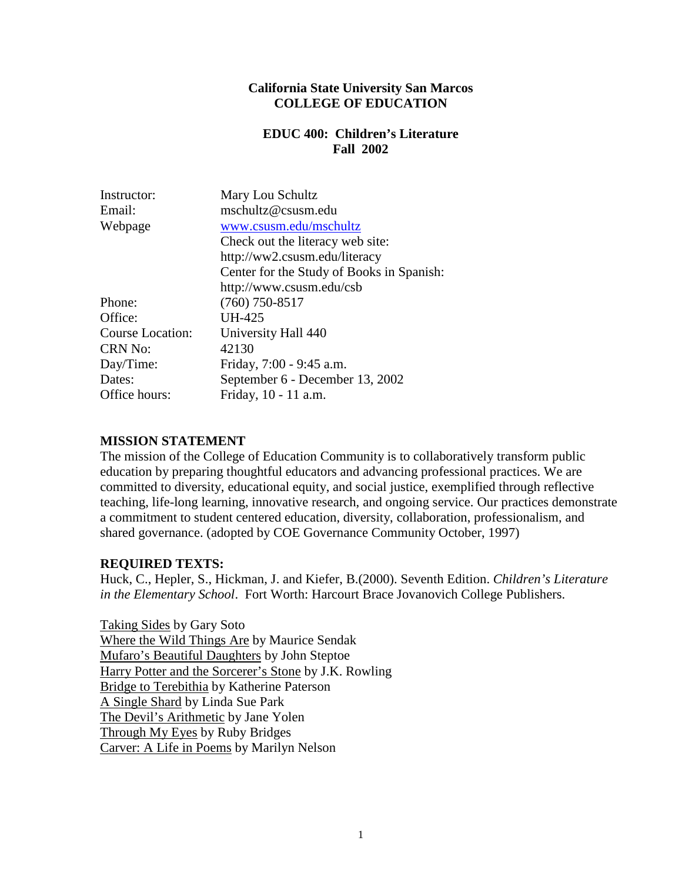**California State University San Marcos**
**COLLEGE OF EDUCATION**

**EDUC 400: Children's Literature**
**Fall 2002**

| | |
|---|---|
| Instructor: | Mary Lou Schultz |
| Email: | mschultz@csusm.edu |
| Webpage | www.csusm.edu/mschultz<br>Check out the literacy web site:<br>http://ww2.csusm.edu/literacy<br>Center for the Study of Books in Spanish:<br>http://www.csusm.edu/csb |
| Phone: | (760) 750-8517 |
| Office: | UH-425 |
| Course Location: | University Hall 440 |
| CRN No: | 42130 |
| Day/Time: | Friday, 7:00 - 9:45 a.m. |
| Dates: | September 6 - December 13, 2002 |
| Office hours: | Friday, 10 - 11 a.m. |

## MISSION STATEMENT

The mission of the College of Education Community is to collaboratively transform public education by preparing thoughtful educators and advancing professional practices. We are committed to diversity, educational equity, and social justice, exemplified through reflective teaching, life-long learning, innovative research, and ongoing service. Our practices demonstrate a commitment to student centered education, diversity, collaboration, professionalism, and shared governance. (adopted by COE Governance Community October, 1997)

## REQUIRED TEXTS:

Huck, C., Hepler, S., Hickman, J. and Kiefer, B.(2000). Seventh Edition. *Children's Literature in the Elementary School*. Fort Worth: Harcourt Brace Jovanovich College Publishers.

Taking Sides by Gary Soto
Where the Wild Things Are by Maurice Sendak
Mufaro's Beautiful Daughters by John Steptoe
Harry Potter and the Sorcerer's Stone by J.K. Rowling
Bridge to Terebithia by Katherine Paterson
A Single Shard by Linda Sue Park
The Devil's Arithmetic by Jane Yolen
Through My Eyes by Ruby Bridges
Carver: A Life in Poems by Marilyn Nelson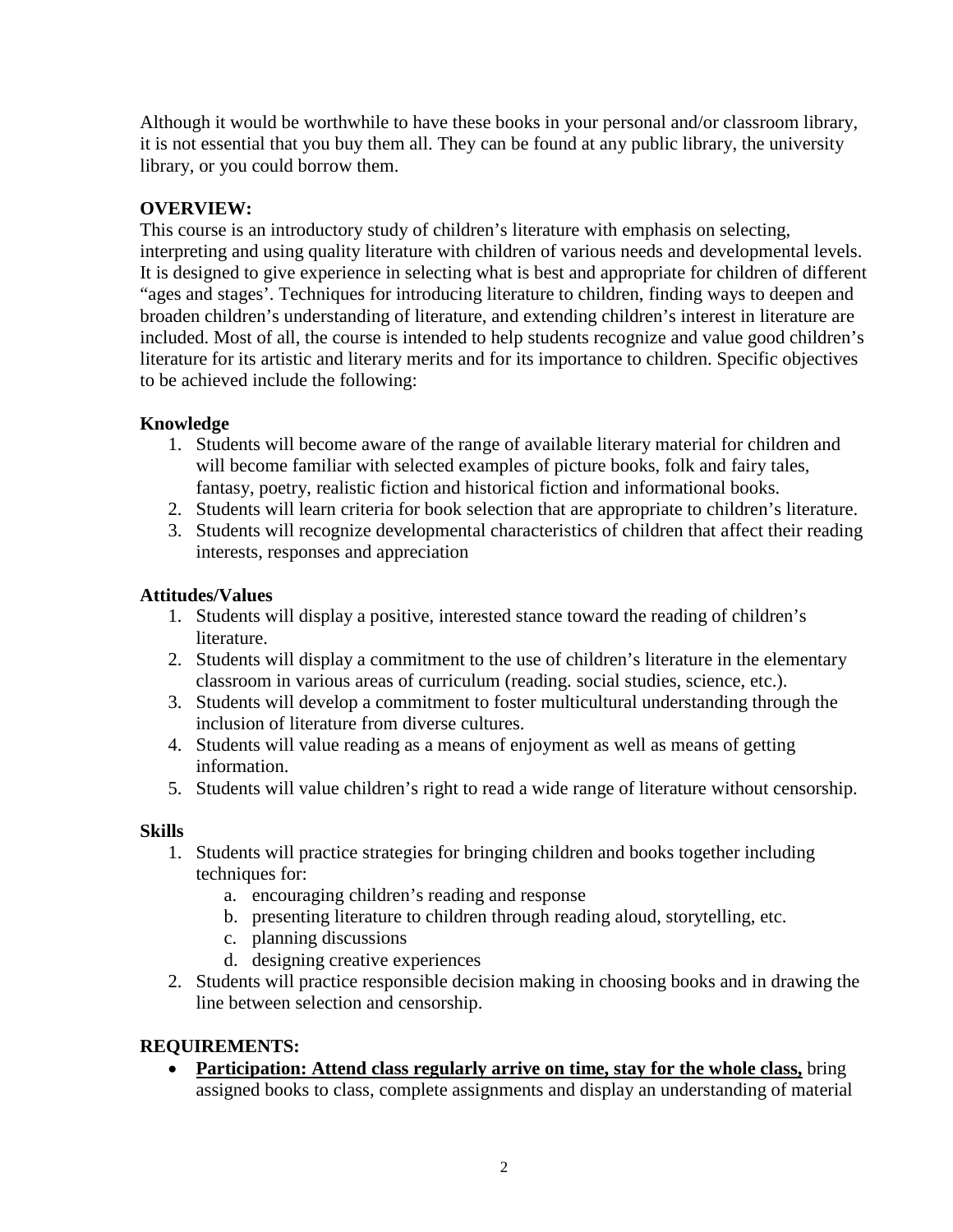Although it would be worthwhile to have these books in your personal and/or classroom library, it is not essential that you buy them all. They can be found at any public library, the university library, or you could borrow them.

**OVERVIEW:**

This course is an introductory study of children's literature with emphasis on selecting, interpreting and using quality literature with children of various needs and developmental levels. It is designed to give experience in selecting what is best and appropriate for children of different "ages and stages'. Techniques for introducing literature to children, finding ways to deepen and broaden children's understanding of literature, and extending children's interest in literature are included. Most of all, the course is intended to help students recognize and value good children's literature for its artistic and literary merits and for its importance to children. Specific objectives to be achieved include the following:

**Knowledge**

1. Students will become aware of the range of available literary material for children and will become familiar with selected examples of picture books, folk and fairy tales, fantasy, poetry, realistic fiction and historical fiction and informational books.
2. Students will learn criteria for book selection that are appropriate to children's literature.
3. Students will recognize developmental characteristics of children that affect their reading interests, responses and appreciation

**Attitudes/Values**

1. Students will display a positive, interested stance toward the reading of children's literature.
2. Students will display a commitment to the use of children's literature in the elementary classroom in various areas of curriculum (reading. social studies, science, etc.).
3. Students will develop a commitment to foster multicultural understanding through the inclusion of literature from diverse cultures.
4. Students will value reading as a means of enjoyment as well as means of getting information.
5. Students will value children's right to read a wide range of literature without censorship.

**Skills**

1. Students will practice strategies for bringing children and books together including techniques for:
    a. encouraging children's reading and response
    b. presenting literature to children through reading aloud, storytelling, etc.
    c. planning discussions
    d. designing creative experiences
2. Students will practice responsible decision making in choosing books and in drawing the line between selection and censorship.

**REQUIREMENTS:**

- **<u>Participation: Attend class regularly arrive on time, stay for the whole class,</u>** bring assigned books to class, complete assignments and display an understanding of material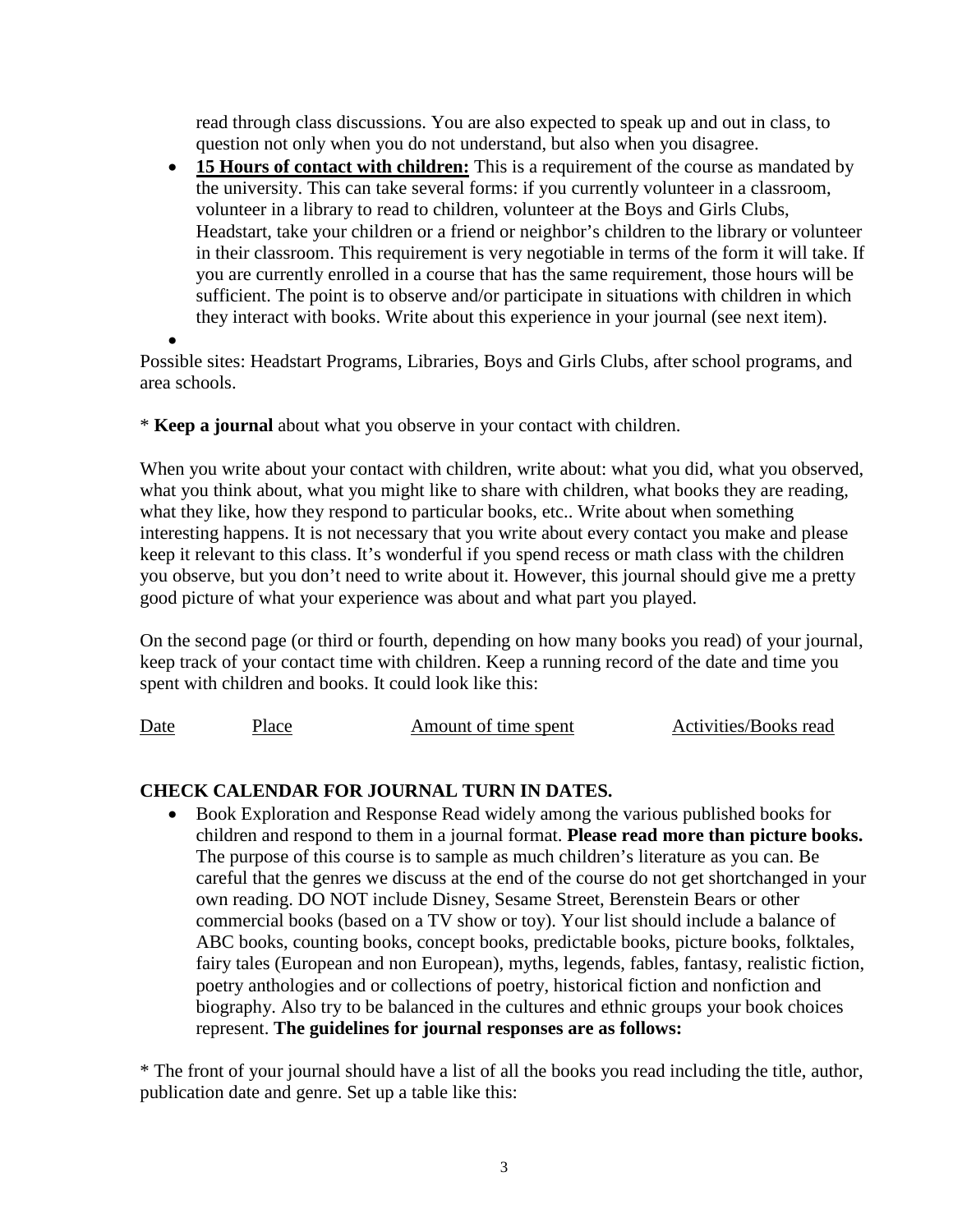read through class discussions. You are also expected to speak up and out in class, to question not only when you do not understand, but also when you disagree.

- **15 Hours of contact with children:** This is a requirement of the course as mandated by the university. This can take several forms: if you currently volunteer in a classroom, volunteer in a library to read to children, volunteer at the Boys and Girls Clubs, Headstart, take your children or a friend or neighbor's children to the library or volunteer in their classroom. This requirement is very negotiable in terms of the form it will take. If you are currently enrolled in a course that has the same requirement, those hours will be sufficient. The point is to observe and/or participate in situations with children in which they interact with books. Write about this experience in your journal (see next item).
- 

Possible sites: Headstart Programs, Libraries, Boys and Girls Clubs, after school programs, and area schools.

* **Keep a journal** about what you observe in your contact with children.

When you write about your contact with children, write about: what you did, what you observed, what you think about, what you might like to share with children, what books they are reading, what they like, how they respond to particular books, etc.. Write about when something interesting happens. It is not necessary that you write about every contact you make and please keep it relevant to this class. It's wonderful if you spend recess or math class with the children you observe, but you don't need to write about it. However, this journal should give me a pretty good picture of what your experience was about and what part you played.

On the second page (or third or fourth, depending on how many books you read) of your journal, keep track of your contact time with children. Keep a running record of the date and time you spent with children and books. It could look like this:

| Date | Place | Amount of time spent | Activities/Books read |
|---|---|---|---|

**CHECK CALENDAR FOR JOURNAL TURN IN DATES.**

- Book Exploration and Response Read widely among the various published books for children and respond to them in a journal format. **Please read more than picture books.** The purpose of this course is to sample as much children's literature as you can. Be careful that the genres we discuss at the end of the course do not get shortchanged in your own reading. DO NOT include Disney, Sesame Street, Berenstein Bears or other commercial books (based on a TV show or toy). Your list should include a balance of ABC books, counting books, concept books, predictable books, picture books, folktales, fairy tales (European and non European), myths, legends, fables, fantasy, realistic fiction, poetry anthologies and or collections of poetry, historical fiction and nonfiction and biography. Also try to be balanced in the cultures and ethnic groups your book choices represent. **The guidelines for journal responses are as follows:**

* The front of your journal should have a list of all the books you read including the title, author, publication date and genre. Set up a table like this: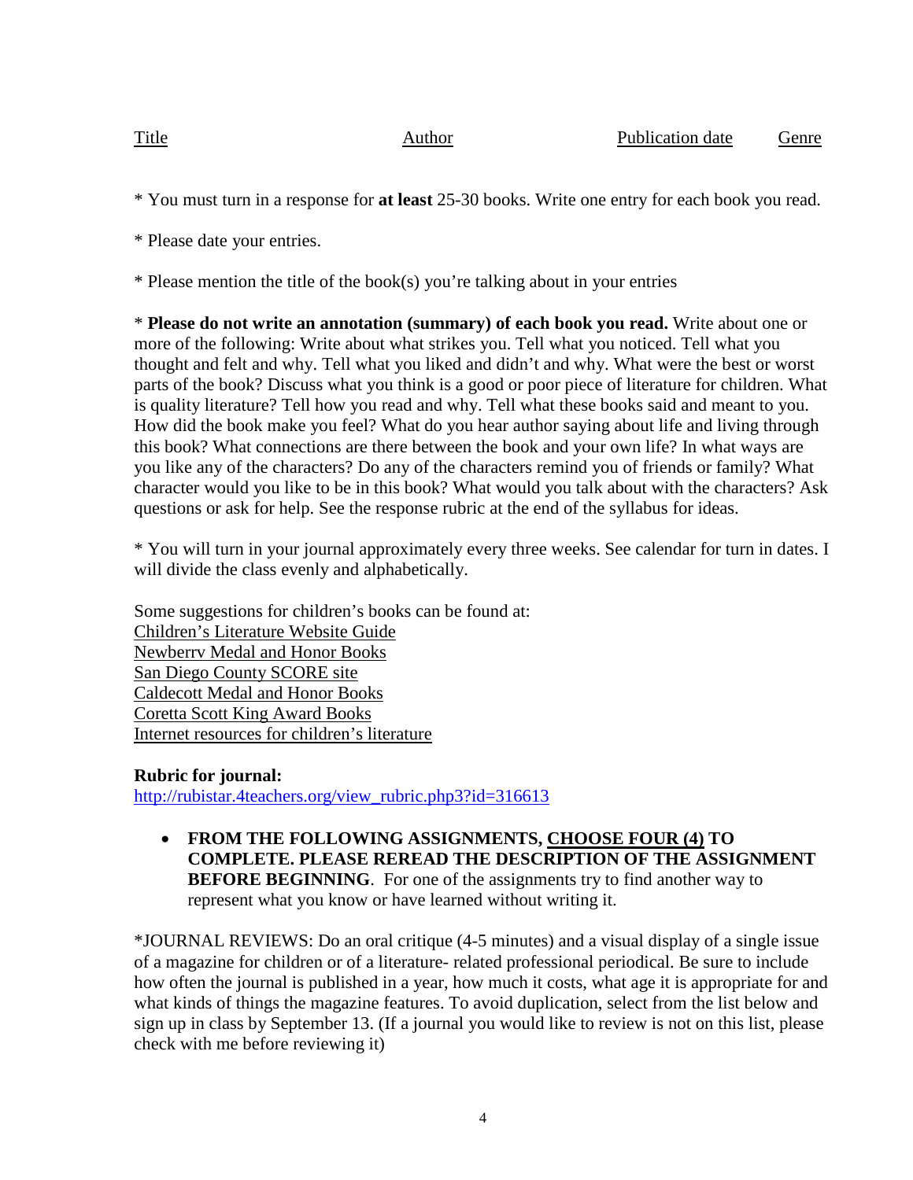Title | Author | Publication date | Genre
---|---|---|---

* You must turn in a response for **at least** 25-30 books. Write one entry for each book you read.

* Please date your entries.

* Please mention the title of the book(s) you're talking about in your entries

* **Please do not write an annotation (summary) of each book you read.** Write about one or more of the following: Write about what strikes you. Tell what you noticed. Tell what you thought and felt and why. Tell what you liked and didn't and why. What were the best or worst parts of the book? Discuss what you think is a good or poor piece of literature for children. What is quality literature? Tell how you read and why. Tell what these books said and meant to you. How did the book make you feel? What do you hear author saying about life and living through this book? What connections are there between the book and your own life? In what ways are you like any of the characters? Do any of the characters remind you of friends or family? What character would you like to be in this book? What would you talk about with the characters? Ask questions or ask for help. See the response rubric at the end of the syllabus for ideas.

* You will turn in your journal approximately every three weeks. See calendar for turn in dates. I will divide the class evenly and alphabetically.

Some suggestions for children's books can be found at:
Children's Literature Website Guide
Newberry Medal and Honor Books
San Diego County SCORE site
Caldecott Medal and Honor Books
Coretta Scott King Award Books
Internet resources for children's literature

**Rubric for journal:**
http://rubistar.4teachers.org/view_rubric.php3?id=316613

- **FROM THE FOLLOWING ASSIGNMENTS, CHOOSE FOUR (4) TO COMPLETE. PLEASE REREAD THE DESCRIPTION OF THE ASSIGNMENT BEFORE BEGINNING**. For one of the assignments try to find another way to represent what you know or have learned without writing it.

*JOURNAL REVIEWS: Do an oral critique (4-5 minutes) and a visual display of a single issue of a magazine for children or of a literature- related professional periodical. Be sure to include how often the journal is published in a year, how much it costs, what age it is appropriate for and what kinds of things the magazine features. To avoid duplication, select from the list below and sign up in class by September 13. (If a journal you would like to review is not on this list, please check with me before reviewing it)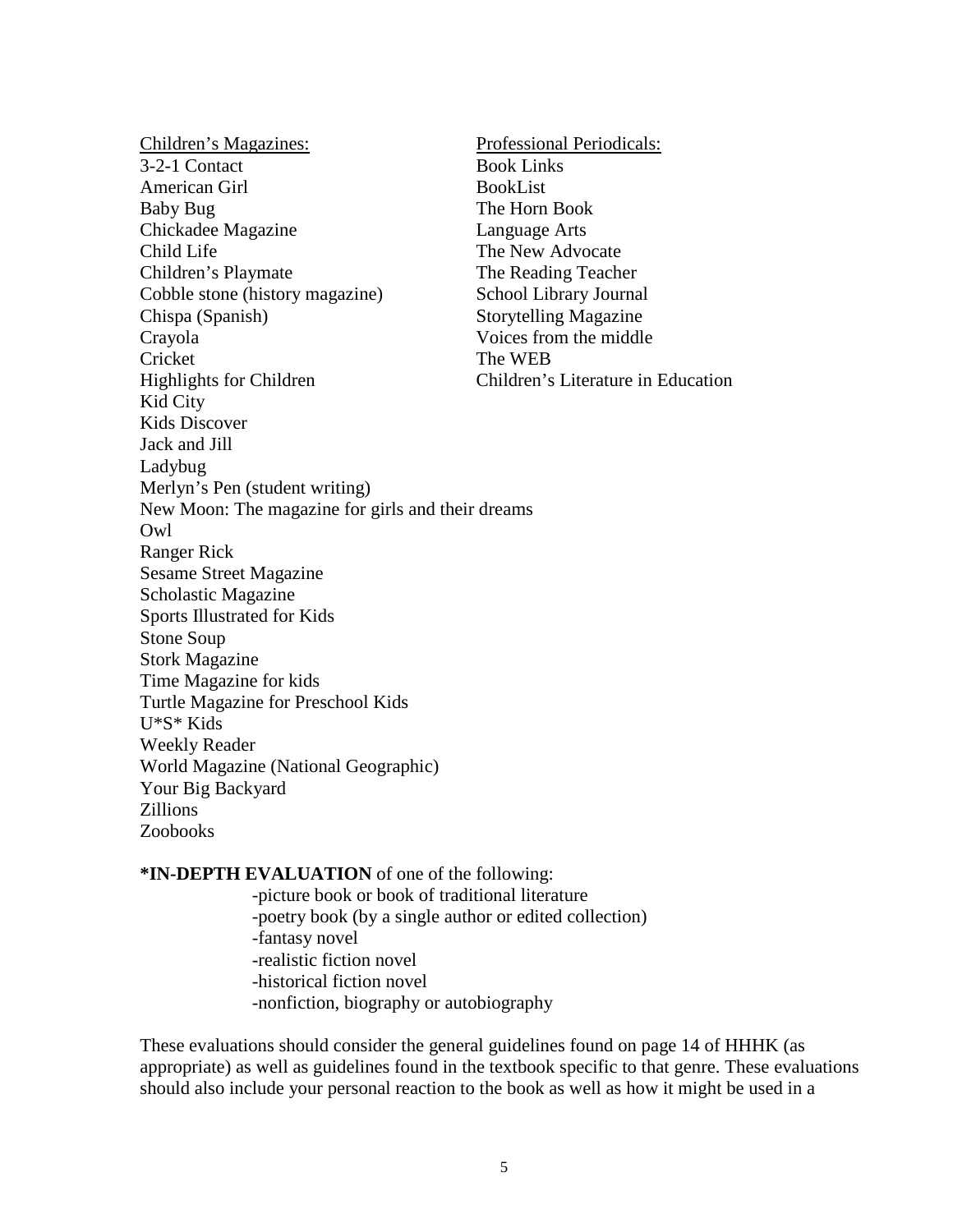<u>Children's Magazines:</u>

3-2-1 Contact
American Girl
Baby Bug
Chickadee Magazine
Child Life
Children's Playmate
Cobble stone (history magazine)
Chispa (Spanish)
Crayola
Cricket
Highlights for Children
Kid City
Kids Discover
Jack and Jill
Ladybug
Merlyn's Pen (student writing)
New Moon: The magazine for girls and their dreams
Owl
Ranger Rick
Sesame Street Magazine
Scholastic Magazine
Sports Illustrated for Kids
Stone Soup
Stork Magazine
Time Magazine for kids
Turtle Magazine for Preschool Kids
U*S* Kids
Weekly Reader
World Magazine (National Geographic)
Your Big Backyard
Zillions
Zoobooks

<u>Professional Periodicals:</u>

Book Links
BookList
The Horn Book
Language Arts
The New Advocate
The Reading Teacher
School Library Journal
Storytelling Magazine
Voices from the middle
The WEB
Children's Literature in Education

**\*IN-DEPTH EVALUATION** of one of the following:

-picture book or book of traditional literature
-poetry book (by a single author or edited collection)
-fantasy novel
-realistic fiction novel
-historical fiction novel
-nonfiction, biography or autobiography

These evaluations should consider the general guidelines found on page 14 of HHHK (as appropriate) as well as guidelines found in the textbook specific to that genre. These evaluations should also include your personal reaction to the book as well as how it might be used in a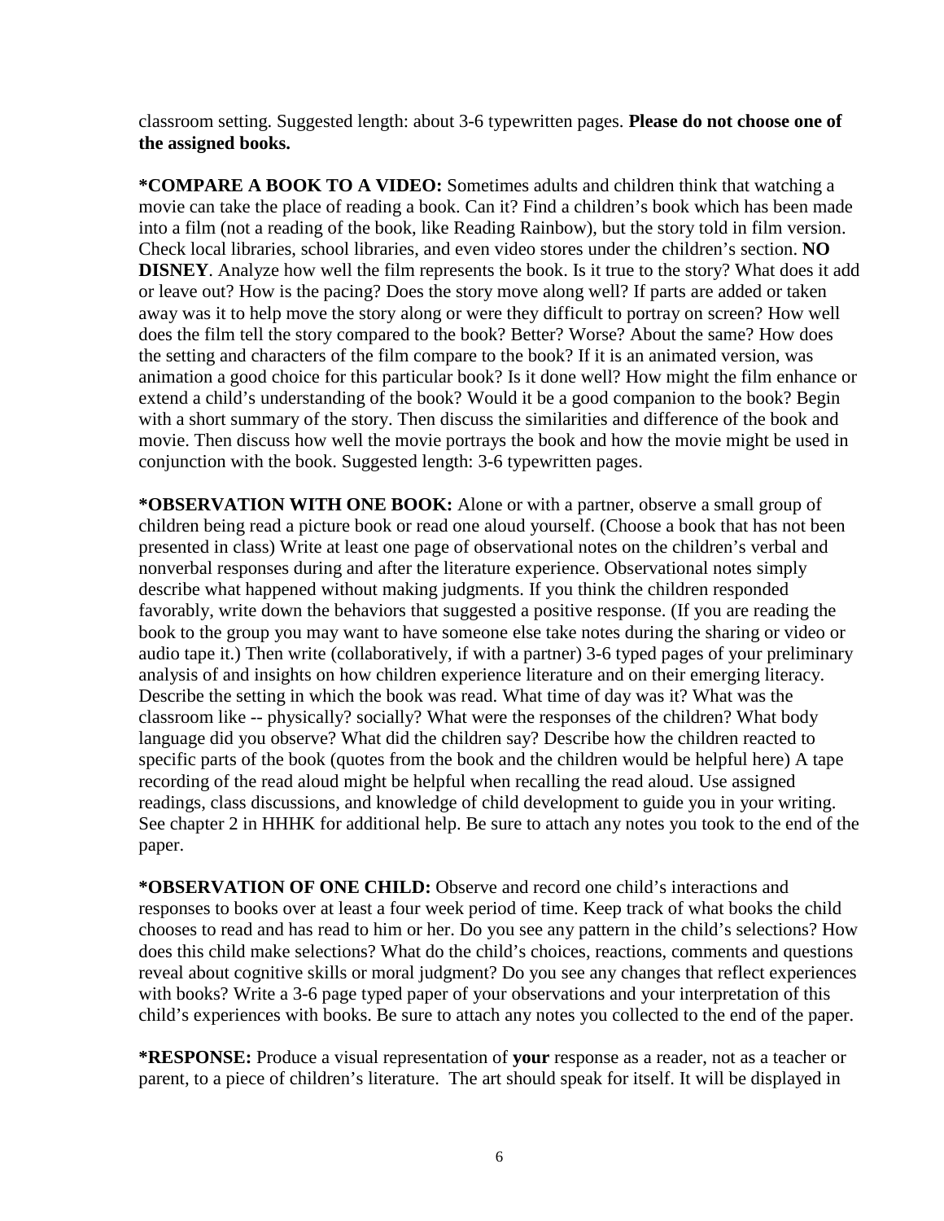classroom setting. Suggested length: about 3-6 typewritten pages. **Please do not choose one of the assigned books.**

**\*COMPARE A BOOK TO A VIDEO:** Sometimes adults and children think that watching a movie can take the place of reading a book. Can it? Find a children's book which has been made into a film (not a reading of the book, like Reading Rainbow), but the story told in film version. Check local libraries, school libraries, and even video stores under the children's section. **NO DISNEY**. Analyze how well the film represents the book. Is it true to the story? What does it add or leave out? How is the pacing? Does the story move along well? If parts are added or taken away was it to help move the story along or were they difficult to portray on screen? How well does the film tell the story compared to the book? Better? Worse? About the same? How does the setting and characters of the film compare to the book? If it is an animated version, was animation a good choice for this particular book? Is it done well? How might the film enhance or extend a child's understanding of the book? Would it be a good companion to the book? Begin with a short summary of the story. Then discuss the similarities and difference of the book and movie. Then discuss how well the movie portrays the book and how the movie might be used in conjunction with the book. Suggested length: 3-6 typewritten pages.

**\*OBSERVATION WITH ONE BOOK:** Alone or with a partner, observe a small group of children being read a picture book or read one aloud yourself. (Choose a book that has not been presented in class) Write at least one page of observational notes on the children's verbal and nonverbal responses during and after the literature experience. Observational notes simply describe what happened without making judgments. If you think the children responded favorably, write down the behaviors that suggested a positive response. (If you are reading the book to the group you may want to have someone else take notes during the sharing or video or audio tape it.) Then write (collaboratively, if with a partner) 3-6 typed pages of your preliminary analysis of and insights on how children experience literature and on their emerging literacy. Describe the setting in which the book was read. What time of day was it? What was the classroom like -- physically? socially? What were the responses of the children? What body language did you observe? What did the children say? Describe how the children reacted to specific parts of the book (quotes from the book and the children would be helpful here) A tape recording of the read aloud might be helpful when recalling the read aloud. Use assigned readings, class discussions, and knowledge of child development to guide you in your writing. See chapter 2 in HHHK for additional help. Be sure to attach any notes you took to the end of the paper.

**\*OBSERVATION OF ONE CHILD:** Observe and record one child's interactions and responses to books over at least a four week period of time. Keep track of what books the child chooses to read and has read to him or her. Do you see any pattern in the child's selections? How does this child make selections? What do the child's choices, reactions, comments and questions reveal about cognitive skills or moral judgment? Do you see any changes that reflect experiences with books? Write a 3-6 page typed paper of your observations and your interpretation of this child's experiences with books. Be sure to attach any notes you collected to the end of the paper.

**\*RESPONSE:** Produce a visual representation of **your** response as a reader, not as a teacher or parent, to a piece of children's literature. The art should speak for itself. It will be displayed in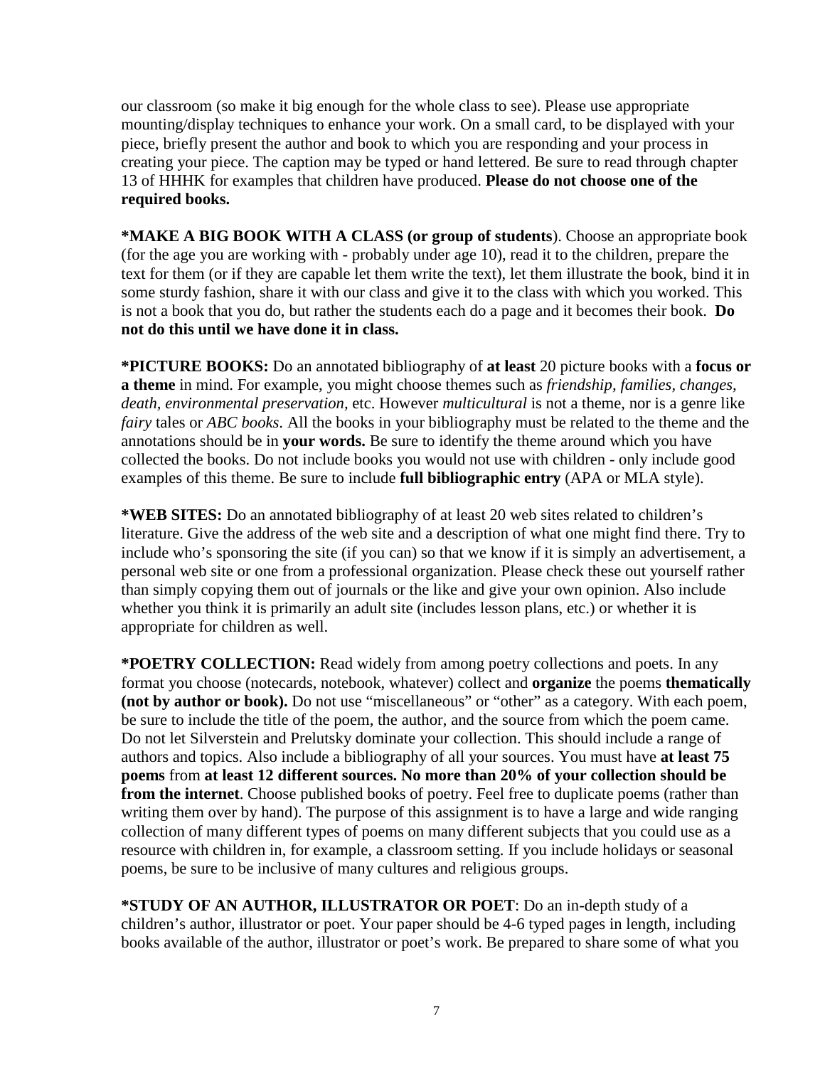our classroom (so make it big enough for the whole class to see). Please use appropriate mounting/display techniques to enhance your work. On a small card, to be displayed with your piece, briefly present the author and book to which you are responding and your process in creating your piece. The caption may be typed or hand lettered. Be sure to read through chapter 13 of HHHK for examples that children have produced. **Please do not choose one of the required books.**

**\*MAKE A BIG BOOK WITH A CLASS (or group of students**). Choose an appropriate book (for the age you are working with - probably under age 10), read it to the children, prepare the text for them (or if they are capable let them write the text), let them illustrate the book, bind it in some sturdy fashion, share it with our class and give it to the class with which you worked. This is not a book that you do, but rather the students each do a page and it becomes their book. **Do not do this until we have done it in class.**

**\*PICTURE BOOKS:** Do an annotated bibliography of **at least** 20 picture books with a **focus or a theme** in mind. For example, you might choose themes such as *friendship, families, changes, death, environmental preservation,* etc. However *multicultural* is not a theme, nor is a genre like *fairy* tales or *ABC books.* All the books in your bibliography must be related to the theme and the annotations should be in **your words.** Be sure to identify the theme around which you have collected the books. Do not include books you would not use with children - only include good examples of this theme. Be sure to include **full bibliographic entry** (APA or MLA style).

**\*WEB SITES:** Do an annotated bibliography of at least 20 web sites related to children's literature. Give the address of the web site and a description of what one might find there. Try to include who's sponsoring the site (if you can) so that we know if it is simply an advertisement, a personal web site or one from a professional organization. Please check these out yourself rather than simply copying them out of journals or the like and give your own opinion. Also include whether you think it is primarily an adult site (includes lesson plans, etc.) or whether it is appropriate for children as well.

**\*POETRY COLLECTION:** Read widely from among poetry collections and poets. In any format you choose (notecards, notebook, whatever) collect and **organize** the poems **thematically (not by author or book).** Do not use "miscellaneous" or "other" as a category. With each poem, be sure to include the title of the poem, the author, and the source from which the poem came. Do not let Silverstein and Prelutsky dominate your collection. This should include a range of authors and topics. Also include a bibliography of all your sources. You must have **at least 75 poems** from **at least 12 different sources. No more than 20% of your collection should be from the internet**. Choose published books of poetry. Feel free to duplicate poems (rather than writing them over by hand). The purpose of this assignment is to have a large and wide ranging collection of many different types of poems on many different subjects that you could use as a resource with children in, for example, a classroom setting. If you include holidays or seasonal poems, be sure to be inclusive of many cultures and religious groups.

**\*STUDY OF AN AUTHOR, ILLUSTRATOR OR POET**: Do an in-depth study of a children's author, illustrator or poet. Your paper should be 4-6 typed pages in length, including books available of the author, illustrator or poet's work. Be prepared to share some of what you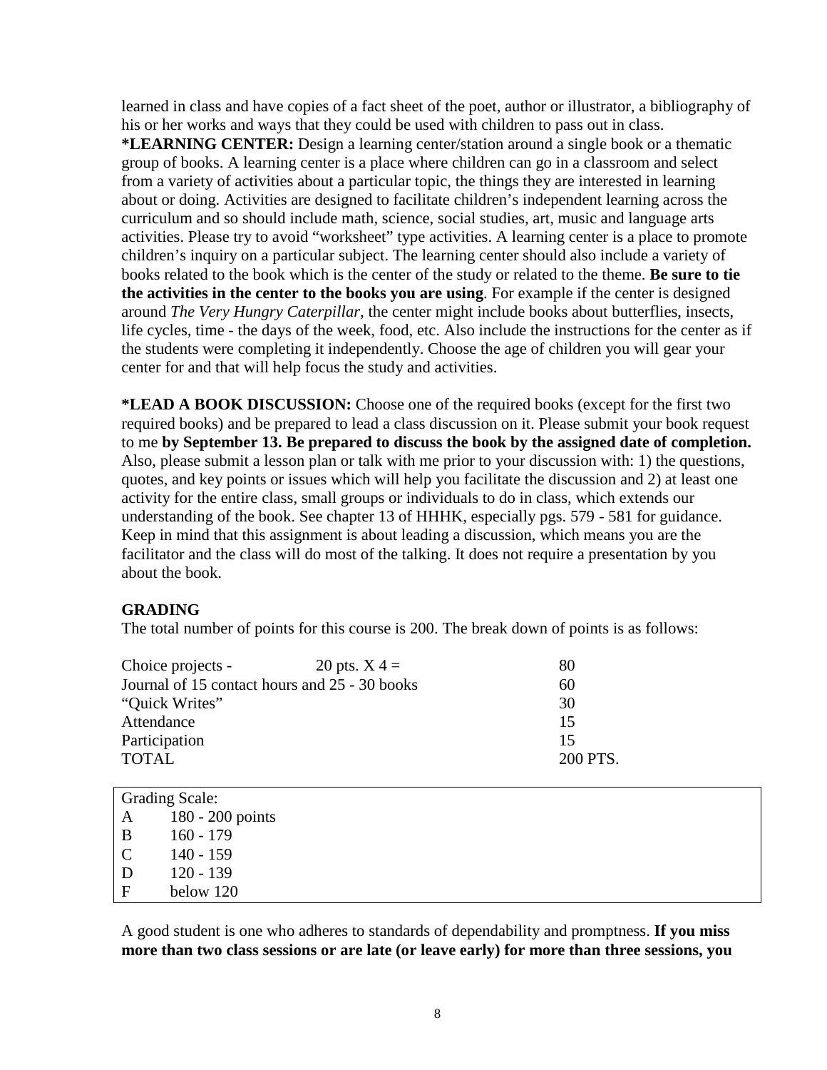learned in class and have copies of a fact sheet of the poet, author or illustrator, a bibliography of his or her works and ways that they could be used with children to pass out in class.

**\*LEARNING CENTER:** Design a learning center/station around a single book or a thematic group of books. A learning center is a place where children can go in a classroom and select from a variety of activities about a particular topic, the things they are interested in learning about or doing. Activities are designed to facilitate children's independent learning across the curriculum and so should include math, science, social studies, art, music and language arts activities. Please try to avoid "worksheet" type activities. A learning center is a place to promote children's inquiry on a particular subject. The learning center should also include a variety of books related to the book which is the center of the study or related to the theme. **Be sure to tie the activities in the center to the books you are using**. For example if the center is designed around *The Very Hungry Caterpillar,* the center might include books about butterflies, insects, life cycles, time - the days of the week, food, etc. Also include the instructions for the center as if the students were completing it independently. Choose the age of children you will gear your center for and that will help focus the study and activities.

**\*LEAD A BOOK DISCUSSION:** Choose one of the required books (except for the first two required books) and be prepared to lead a class discussion on it. Please submit your book request to me **by September 13. Be prepared to discuss the book by the assigned date of completion.** Also, please submit a lesson plan or talk with me prior to your discussion with: 1) the questions, quotes, and key points or issues which will help you facilitate the discussion and 2) at least one activity for the entire class, small groups or individuals to do in class, which extends our understanding of the book. See chapter 13 of HHHK, especially pgs. 579 - 581 for guidance. Keep in mind that this assignment is about leading a discussion, which means you are the facilitator and the class will do most of the talking. It does not require a presentation by you about the book.

### GRADING

The total number of points for this course is 200. The break down of points is as follows:

| | | |
|---|---|---|
| Choice projects - | 20 pts. X 4 = | 80 |
| Journal of 15 contact hours and 25 - 30 books | | 60 |
| "Quick Writes" | | 30 |
| Attendance | | 15 |
| Participation | | 15 |
| TOTAL | | 200 PTS. |

| Grading Scale: | |
|---|---|
| A | 180 - 200 points |
| B | 160 - 179 |
| C | 140 - 159 |
| D | 120 - 139 |
| F | below 120 |

A good student is one who adheres to standards of dependability and promptness. **If you miss more than two class sessions or are late (or leave early) for more than three sessions, you**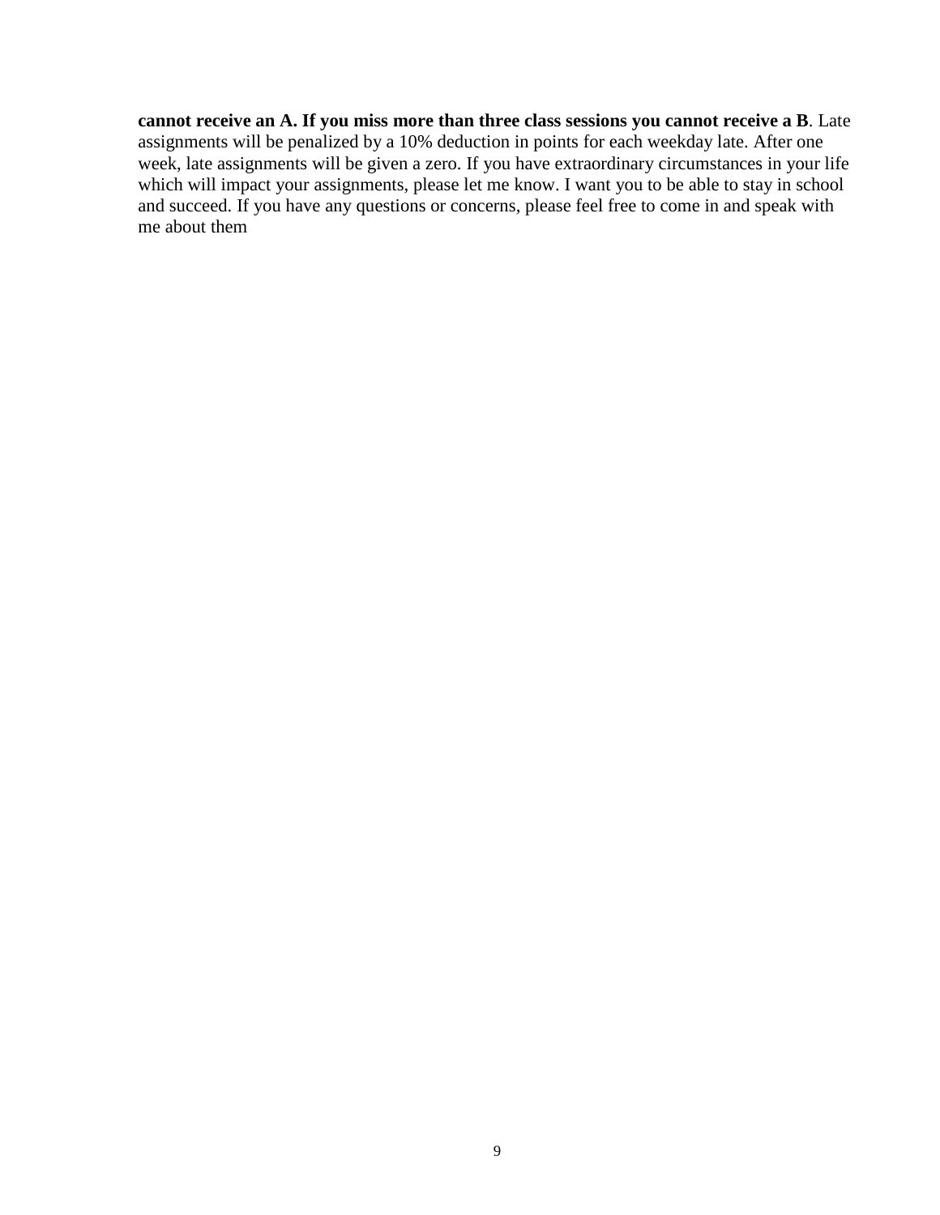**cannot receive an A. If you miss more than three class sessions you cannot receive a B**. Late assignments will be penalized by a 10% deduction in points for each weekday late. After one week, late assignments will be given a zero. If you have extraordinary circumstances in your life which will impact your assignments, please let me know. I want you to be able to stay in school and succeed. If you have any questions or concerns, please feel free to come in and speak with me about them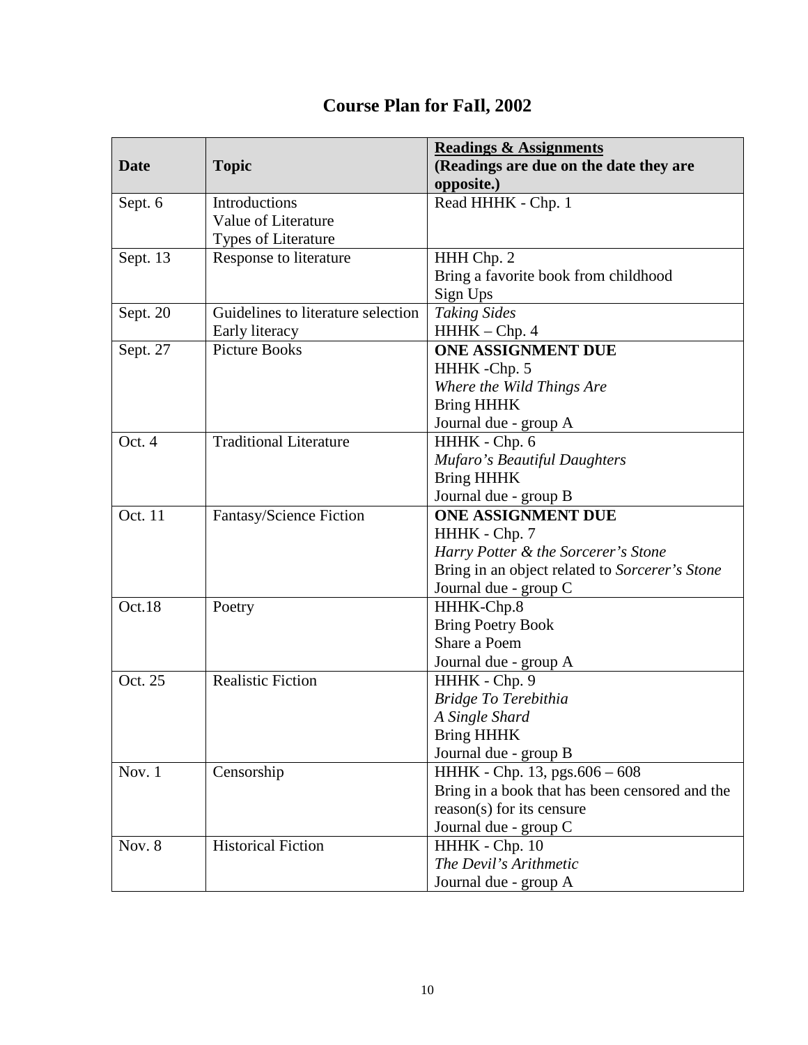# Course Plan for FaIl, 2002

| Date | Topic | **Readings & Assignments** (Readings are due on the date they are opposite.) |
|---|---|---|
| Sept. 6 | Introductions<br>Value of Literature<br>Types of Literature | Read HHHK - Chp. 1 |
| Sept. 13 | Response to literature | HHH Chp. 2<br>Bring a favorite book from childhood<br>Sign Ups |
| Sept. 20 | Guidelines to literature selection<br>Early literacy | *Taking Sides*<br>HHHK – Chp. 4 |
| Sept. 27 | Picture Books | **ONE ASSIGNMENT DUE**<br>HHHK -Chp. 5<br>*Where the Wild Things Are*<br>Bring HHHK<br>Journal due - group A |
| Oct. 4 | Traditional Literature | HHHK - Chp. 6<br>*Mufaro's Beautiful Daughters*<br>Bring HHHK<br>Journal due - group B |
| Oct. 11 | Fantasy/Science Fiction | **ONE ASSIGNMENT DUE**<br>HHHK - Chp. 7<br>*Harry Potter & the Sorcerer's Stone*<br>Bring in an object related to *Sorcerer's Stone*<br>Journal due - group C |
| Oct.18 | Poetry | HHHK-Chp.8<br>Bring Poetry Book<br>Share a Poem<br>Journal due - group A |
| Oct. 25 | Realistic Fiction | HHHK - Chp. 9<br>*Bridge To Terebithia*<br>*A Single Shard*<br>Bring HHHK<br>Journal due - group B |
| Nov. 1 | Censorship | HHHK - Chp. 13, pgs.606 – 608<br>Bring in a book that has been censored and the reason(s) for its censure<br>Journal due - group C |
| Nov. 8 | Historical Fiction | HHHK - Chp. 10<br>*The Devil's Arithmetic*<br>Journal due - group A |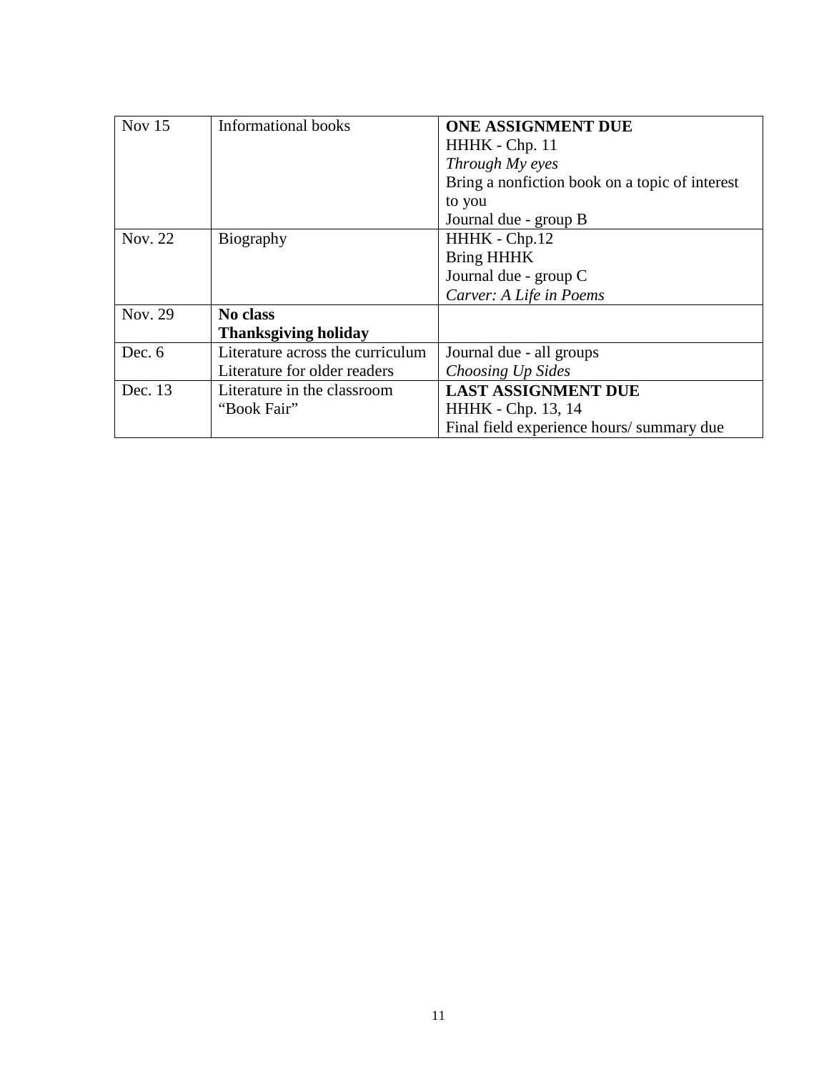| | | |
|---|---|---|
| Nov 15 | Informational books | **ONE ASSIGNMENT DUE**<br>HHHK - Chp. 11<br>*Through My eyes*<br>Bring a nonfiction book on a topic of interest to you<br>Journal due - group B |
| Nov. 22 | Biography | HHHK - Chp.12<br>Bring HHHK<br>Journal due - group C<br>*Carver: A Life in Poems* |
| Nov. 29 | **No class**<br>**Thanksgiving holiday** | |
| Dec. 6 | Literature across the curriculum<br>Literature for older readers | Journal due - all groups<br>*Choosing Up Sides* |
| Dec. 13 | Literature in the classroom<br>“Book Fair” | **LAST ASSIGNMENT DUE**<br>HHHK - Chp. 13, 14<br>Final field experience hours/ summary due |